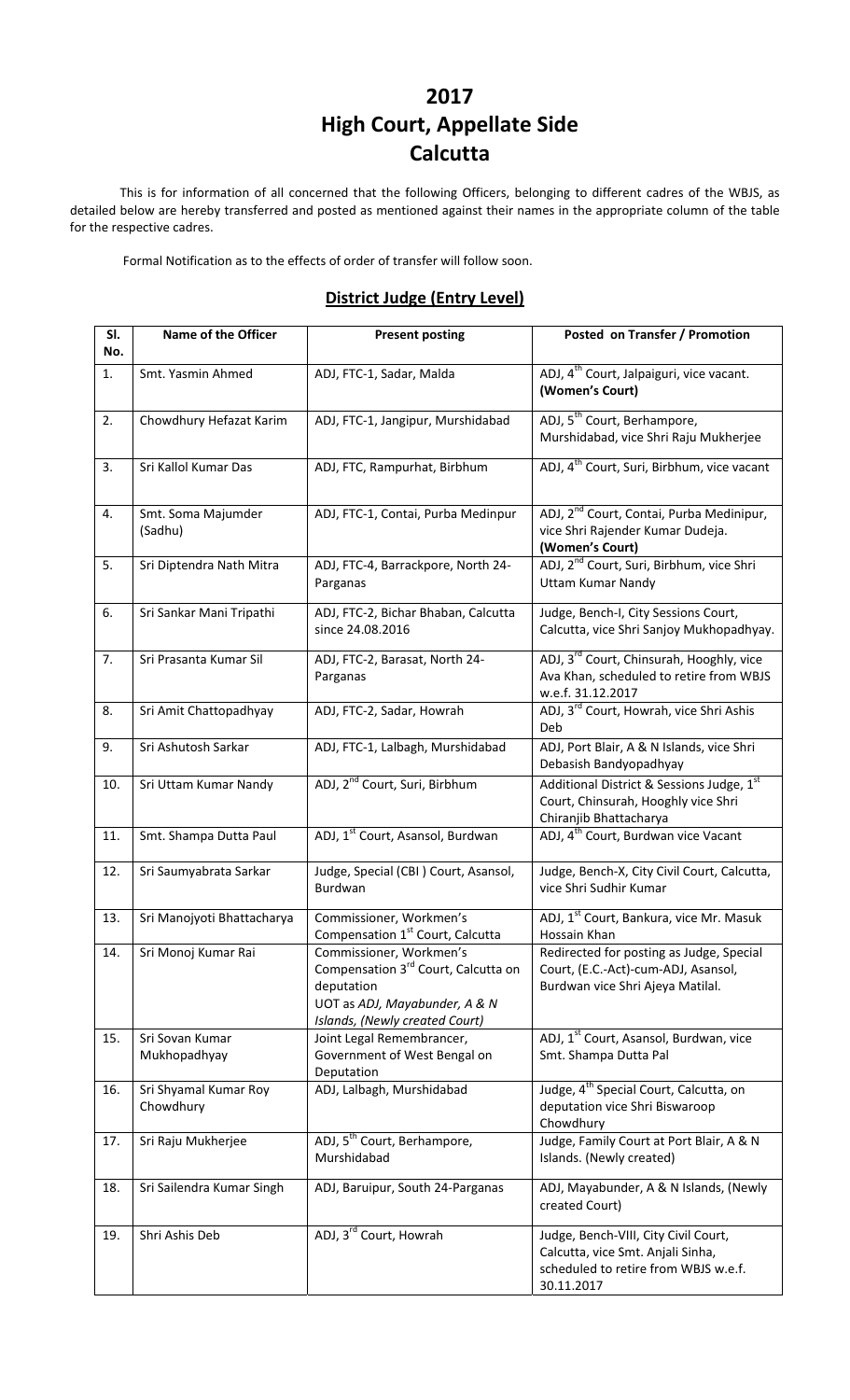# 2017
# High Court, Appellate Side
# Calcutta

This is for information of all concerned that the following Officers, belonging to different cadres of the WBJS, as detailed below are hereby transferred and posted as mentioned against their names in the appropriate column of the table for the respective cadres.

Formal Notification as to the effects of order of transfer will follow soon.

## District Judge (Entry Level)

| Sl. No. | Name of the Officer | Present posting | Posted on Transfer / Promotion |
|---|---|---|---|
| 1. | Smt. Yasmin Ahmed | ADJ, FTC-1, Sadar, Malda | ADJ, 4th Court, Jalpaiguri, vice vacant. **(Women's Court)** |
| 2. | Chowdhury Hefazat Karim | ADJ, FTC-1, Jangipur, Murshidabad | ADJ, 5th Court, Berhampore, Murshidabad, vice Shri Raju Mukherjee |
| 3. | Sri Kallol Kumar Das | ADJ, FTC, Rampurhat, Birbhum | ADJ, 4th Court, Suri, Birbhum, vice vacant |
| 4. | Smt. Soma Majumder (Sadhu) | ADJ, FTC-1, Contai, Purba Medinpur | ADJ, 2nd Court, Contai, Purba Medinipur, vice Shri Rajender Kumar Dudeja. **(Women's Court)** |
| 5. | Sri Diptendra Nath Mitra | ADJ, FTC-4, Barrackpore, North 24-Parganas | ADJ, 2nd Court, Suri, Birbhum, vice Shri Uttam Kumar Nandy |
| 6. | Sri Sankar Mani Tripathi | ADJ, FTC-2, Bichar Bhaban, Calcutta since 24.08.2016 | Judge, Bench-I, City Sessions Court, Calcutta, vice Shri Sanjoy Mukhopadhyay. |
| 7. | Sri Prasanta Kumar Sil | ADJ, FTC-2, Barasat, North 24-Parganas | ADJ, 3rd Court, Chinsurah, Hooghly, vice Ava Khan, scheduled to retire from WBJS w.e.f. 31.12.2017 |
| 8. | Sri Amit Chattopadhyay | ADJ, FTC-2, Sadar, Howrah | ADJ, 3rd Court, Howrah, vice Shri Ashis Deb |
| 9. | Sri Ashutosh Sarkar | ADJ, FTC-1, Lalbagh, Murshidabad | ADJ, Port Blair, A & N Islands, vice Shri Debasish Bandyopadhyay |
| 10. | Sri Uttam Kumar Nandy | ADJ, 2nd Court, Suri, Birbhum | Additional District & Sessions Judge, 1st Court, Chinsurah, Hooghly vice Shri Chiranjib Bhattacharya |
| 11. | Smt. Shampa Dutta Paul | ADJ, 1st Court, Asansol, Burdwan | ADJ, 4th Court, Burdwan vice Vacant |
| 12. | Sri Saumyabrata Sarkar | Judge, Special (CBI ) Court, Asansol, Burdwan | Judge, Bench-X, City Civil Court, Calcutta, vice Shri Sudhir Kumar |
| 13. | Sri Manojyoti Bhattacharya | Commissioner, Workmen's Compensation 1st Court, Calcutta | ADJ, 1st Court, Bankura, vice Mr. Masuk Hossain Khan |
| 14. | Sri Monoj Kumar Rai | Commissioner, Workmen's Compensation 3rd Court, Calcutta on deputation<br>*UOT as ADJ, Mayabunder, A & N Islands, (Newly created Court)* | Redirected for posting as Judge, Special Court, (E.C.-Act)-cum-ADJ, Asansol, Burdwan vice Shri Ajeya Matilal. |
| 15. | Sri Sovan Kumar Mukhopadhyay | Joint Legal Remembrancer, Government of West Bengal on Deputation | ADJ, 1st Court, Asansol, Burdwan, vice Smt. Shampa Dutta Pal |
| 16. | Sri Shyamal Kumar Roy Chowdhury | ADJ, Lalbagh, Murshidabad | Judge, 4th Special Court, Calcutta, on deputation vice Shri Biswaroop Chowdhury |
| 17. | Sri Raju Mukherjee | ADJ, 5th Court, Berhampore, Murshidabad | Judge, Family Court at Port Blair, A & N Islands. (Newly created) |
| 18. | Sri Sailendra Kumar Singh | ADJ, Baruipur, South 24-Parganas | ADJ, Mayabunder, A & N Islands, (Newly created Court) |
| 19. | Shri Ashis Deb | ADJ, 3rd Court, Howrah | Judge, Bench-VIII, City Civil Court, Calcutta, vice Smt. Anjali Sinha, scheduled to retire from WBJS w.e.f. 30.11.2017 |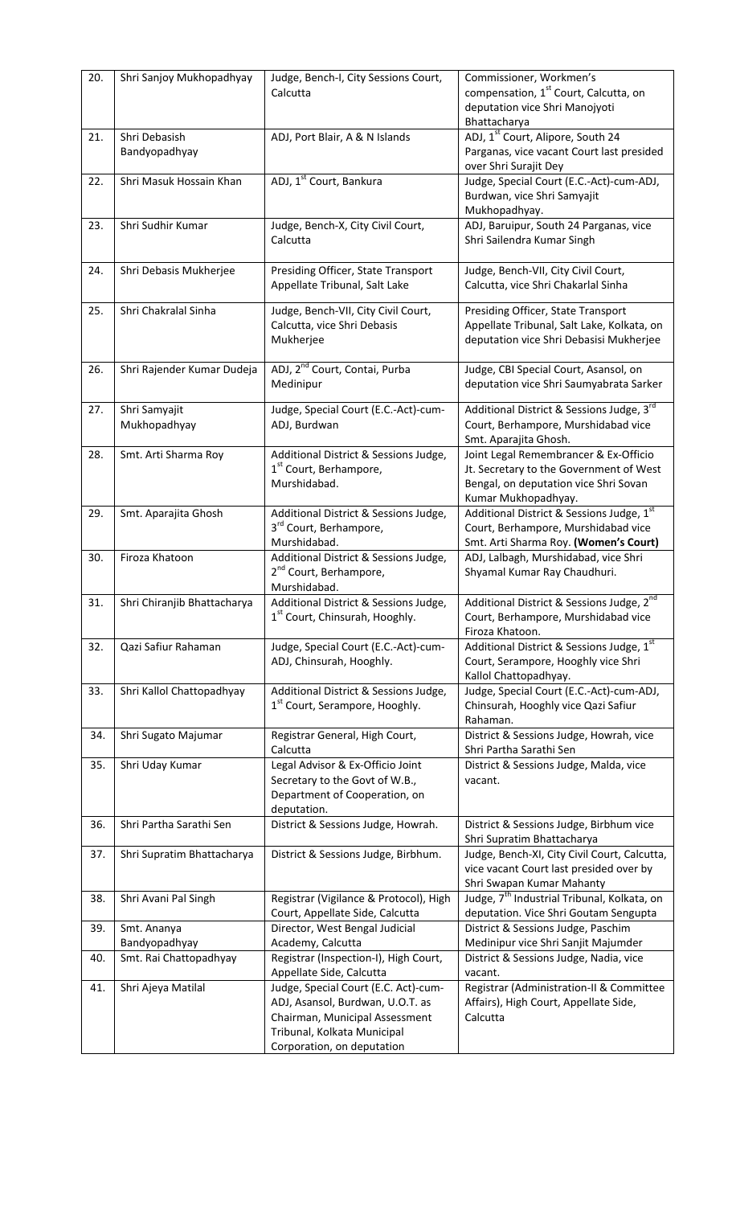| 20. | Shri Sanjoy Mukhopadhyay | Judge, Bench-I, City Sessions Court, Calcutta | Commissioner, Workmen's compensation, 1st Court, Calcutta, on deputation vice Shri Manojyoti Bhattacharya |
|---|---|---|---|
| 21. | Shri Debasish Bandyopadhyay | ADJ, Port Blair, A & N Islands | ADJ, 1st Court, Alipore, South 24 Parganas, vice vacant Court last presided over Shri Surajit Dey |
| 22. | Shri Masuk Hossain Khan | ADJ, 1st Court, Bankura | Judge, Special Court (E.C.-Act)-cum-ADJ, Burdwan, vice Shri Samyajit Mukhopadhyay. |
| 23. | Shri Sudhir Kumar | Judge, Bench-X, City Civil Court, Calcutta | ADJ, Baruipur, South 24 Parganas, vice Shri Sailendra Kumar Singh |
| 24. | Shri Debasis Mukherjee | Presiding Officer, State Transport Appellate Tribunal, Salt Lake | Judge, Bench-VII, City Civil Court, Calcutta, vice Shri Chakarlal Sinha |
| 25. | Shri Chakralal Sinha | Judge, Bench-VII, City Civil Court, Calcutta, vice Shri Debasis Mukherjee | Presiding Officer, State Transport Appellate Tribunal, Salt Lake, Kolkata, on deputation vice Shri Debasisi Mukherjee |
| 26. | Shri Rajender Kumar Dudeja | ADJ, 2nd Court, Contai, Purba Medinipur | Judge, CBI Special Court, Asansol, on deputation vice Shri Saumyabrata Sarker |
| 27. | Shri Samyajit Mukhopadhyay | Judge, Special Court (E.C.-Act)-cum-ADJ, Burdwan | Additional District & Sessions Judge, 3rd Court, Berhampore, Murshidabad vice Smt. Aparajita Ghosh. |
| 28. | Smt. Arti Sharma Roy | Additional District & Sessions Judge, 1st Court, Berhampore, Murshidabad. | Joint Legal Remembrancer & Ex-Officio Jt. Secretary to the Government of West Bengal, on deputation vice Shri Sovan Kumar Mukhopadhyay. |
| 29. | Smt. Aparajita Ghosh | Additional District & Sessions Judge, 3rd Court, Berhampore, Murshidabad. | Additional District & Sessions Judge, 1st Court, Berhampore, Murshidabad vice Smt. Arti Sharma Roy. **(Women's Court)** |
| 30. | Firoza Khatoon | Additional District & Sessions Judge, 2nd Court, Berhampore, Murshidabad. | ADJ, Lalbagh, Murshidabad, vice Shri Shyamal Kumar Ray Chaudhuri. |
| 31. | Shri Chiranjib Bhattacharya | Additional District & Sessions Judge, 1st Court, Chinsurah, Hooghly. | Additional District & Sessions Judge, 2nd Court, Berhampore, Murshidabad vice Firoza Khatoon. |
| 32. | Qazi Safiur Rahaman | Judge, Special Court (E.C.-Act)-cum-ADJ, Chinsurah, Hooghly. | Additional District & Sessions Judge, 1st Court, Serampore, Hooghly vice Shri Kallol Chattopadhyay. |
| 33. | Shri Kallol Chattopadhyay | Additional District & Sessions Judge, 1st Court, Serampore, Hooghly. | Judge, Special Court (E.C.-Act)-cum-ADJ, Chinsurah, Hooghly vice Qazi Safiur Rahaman. |
| 34. | Shri Sugato Majumar | Registrar General, High Court, Calcutta | District & Sessions Judge, Howrah, vice Shri Partha Sarathi Sen |
| 35. | Shri Uday Kumar | Legal Advisor & Ex-Officio Joint Secretary to the Govt of W.B., Department of Cooperation, on deputation. | District & Sessions Judge, Malda, vice vacant. |
| 36. | Shri Partha Sarathi Sen | District & Sessions Judge, Howrah. | District & Sessions Judge, Birbhum vice Shri Supratim Bhattacharya |
| 37. | Shri Supratim Bhattacharya | District & Sessions Judge, Birbhum. | Judge, Bench-XI, City Civil Court, Calcutta, vice vacant Court last presided over by Shri Swapan Kumar Mahanty |
| 38. | Shri Avani Pal Singh | Registrar (Vigilance & Protocol), High Court, Appellate Side, Calcutta | Judge, 7th Industrial Tribunal, Kolkata, on deputation. Vice Shri Goutam Sengupta |
| 39. | Smt. Ananya Bandyopadhyay | Director, West Bengal Judicial Academy, Calcutta | District & Sessions Judge, Paschim Medinipur vice Shri Sanjit Majumder |
| 40. | Smt. Rai Chattopadhyay | Registrar (Inspection-I), High Court, Appellate Side, Calcutta | District & Sessions Judge, Nadia, vice vacant. |
| 41. | Shri Ajeya Matilal | Judge, Special Court (E.C. Act)-cum-ADJ, Asansol, Burdwan, U.O.T. as Chairman, Municipal Assessment Tribunal, Kolkata Municipal Corporation, on deputation | Registrar (Administration-II & Committee Affairs), High Court, Appellate Side, Calcutta |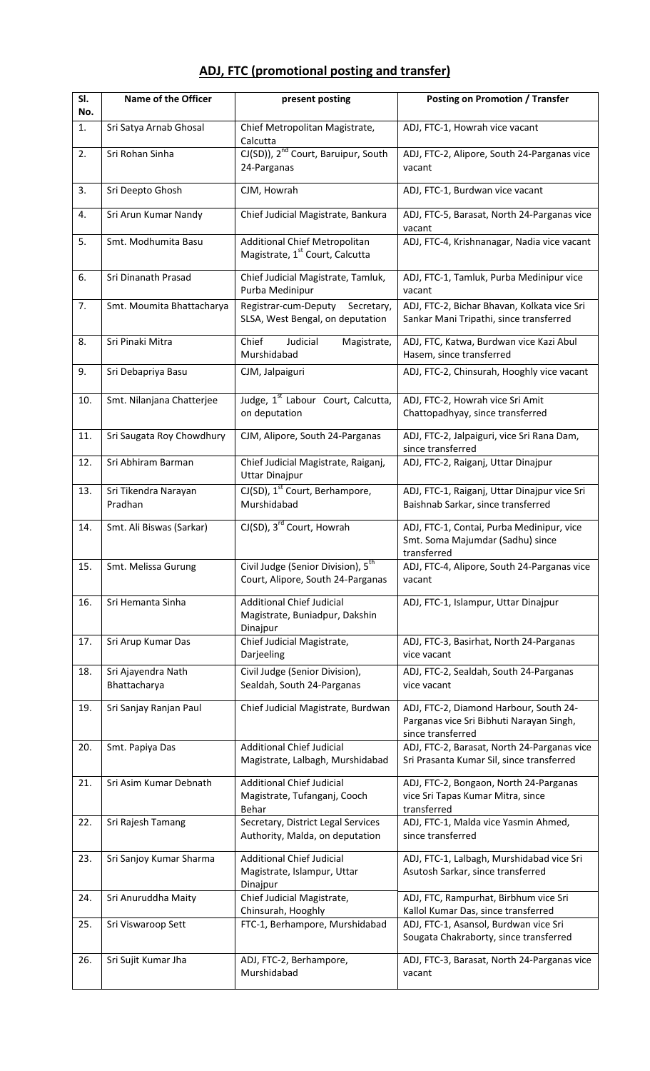## ADJ, FTC (promotional posting and transfer)

| Sl. No. | Name of the Officer | present posting | Posting on Promotion / Transfer |
|---|---|---|---|
| 1. | Sri Satya Arnab Ghosal | Chief Metropolitan Magistrate, Calcutta | ADJ, FTC-1, Howrah vice vacant |
| 2. | Sri Rohan Sinha | CJ(SD)), 2nd Court, Baruipur, South 24-Parganas | ADJ, FTC-2, Alipore, South 24-Parganas vice vacant |
| 3. | Sri Deepto Ghosh | CJM, Howrah | ADJ, FTC-1, Burdwan vice vacant |
| 4. | Sri Arun Kumar Nandy | Chief Judicial Magistrate, Bankura | ADJ, FTC-5, Barasat, North 24-Parganas vice vacant |
| 5. | Smt. Modhumita Basu | Additional Chief Metropolitan Magistrate, 1st Court, Calcutta | ADJ, FTC-4, Krishnanagar, Nadia vice vacant |
| 6. | Sri Dinanath Prasad | Chief Judicial Magistrate, Tamluk, Purba Medinipur | ADJ, FTC-1, Tamluk, Purba Medinipur vice vacant |
| 7. | Smt. Moumita Bhattacharya | Registrar-cum-Deputy Secretary, SLSA, West Bengal, on deputation | ADJ, FTC-2, Bichar Bhavan, Kolkata vice Sri Sankar Mani Tripathi, since transferred |
| 8. | Sri Pinaki Mitra | Chief Judicial Magistrate, Murshidabad | ADJ, FTC, Katwa, Burdwan vice Kazi Abul Hasem, since transferred |
| 9. | Sri Debapriya Basu | CJM, Jalpaiguri | ADJ, FTC-2, Chinsurah, Hooghly vice vacant |
| 10. | Smt. Nilanjana Chatterjee | Judge, 1st Labour Court, Calcutta, on deputation | ADJ, FTC-2, Howrah vice Sri Amit Chattopadhyay, since transferred |
| 11. | Sri Saugata Roy Chowdhury | CJM, Alipore, South 24-Parganas | ADJ, FTC-2, Jalpaiguri, vice Sri Rana Dam, since transferred |
| 12. | Sri Abhiram Barman | Chief Judicial Magistrate, Raiganj, Uttar Dinajpur | ADJ, FTC-2, Raiganj, Uttar Dinajpur |
| 13. | Sri Tikendra Narayan Pradhan | CJ(SD), 1st Court, Berhampore, Murshidabad | ADJ, FTC-1, Raiganj, Uttar Dinajpur vice Sri Baishnab Sarkar, since transferred |
| 14. | Smt. Ali Biswas (Sarkar) | CJ(SD), 3rd Court, Howrah | ADJ, FTC-1, Contai, Purba Medinipur, vice Smt. Soma Majumdar (Sadhu) since transferred |
| 15. | Smt. Melissa Gurung | Civil Judge (Senior Division), 5th Court, Alipore, South 24-Parganas | ADJ, FTC-4, Alipore, South 24-Parganas vice vacant |
| 16. | Sri Hemanta Sinha | Additional Chief Judicial Magistrate, Buniadpur, Dakshin Dinajpur | ADJ, FTC-1, Islampur, Uttar Dinajpur |
| 17. | Sri Arup Kumar Das | Chief Judicial Magistrate, Darjeeling | ADJ, FTC-3, Basirhat, North 24-Parganas vice vacant |
| 18. | Sri Ajayendra Nath Bhattacharya | Civil Judge (Senior Division), Sealdah, South 24-Parganas | ADJ, FTC-2, Sealdah, South 24-Parganas vice vacant |
| 19. | Sri Sanjay Ranjan Paul | Chief Judicial Magistrate, Burdwan | ADJ, FTC-2, Diamond Harbour, South 24-Parganas vice Sri Bibhuti Narayan Singh, since transferred |
| 20. | Smt. Papiya Das | Additional Chief Judicial Magistrate, Lalbagh, Murshidabad | ADJ, FTC-2, Barasat, North 24-Parganas vice Sri Prasanta Kumar Sil, since transferred |
| 21. | Sri Asim Kumar Debnath | Additional Chief Judicial Magistrate, Tufanganj, Cooch Behar | ADJ, FTC-2, Bongaon, North 24-Parganas vice Sri Tapas Kumar Mitra, since transferred |
| 22. | Sri Rajesh Tamang | Secretary, District Legal Services Authority, Malda, on deputation | ADJ, FTC-1, Malda vice Yasmin Ahmed, since transferred |
| 23. | Sri Sanjoy Kumar Sharma | Additional Chief Judicial Magistrate, Islampur, Uttar Dinajpur | ADJ, FTC-1, Lalbagh, Murshidabad vice Sri Asutosh Sarkar, since transferred |
| 24. | Sri Anuruddha Maity | Chief Judicial Magistrate, Chinsurah, Hooghly | ADJ, FTC, Rampurhat, Birbhum vice Sri Kallol Kumar Das, since transferred |
| 25. | Sri Viswaroop Sett | FTC-1, Berhampore, Murshidabad | ADJ, FTC-1, Asansol, Burdwan vice Sri Sougata Chakraborty, since transferred |
| 26. | Sri Sujit Kumar Jha | ADJ, FTC-2, Berhampore, Murshidabad | ADJ, FTC-3, Barasat, North 24-Parganas vice vacant |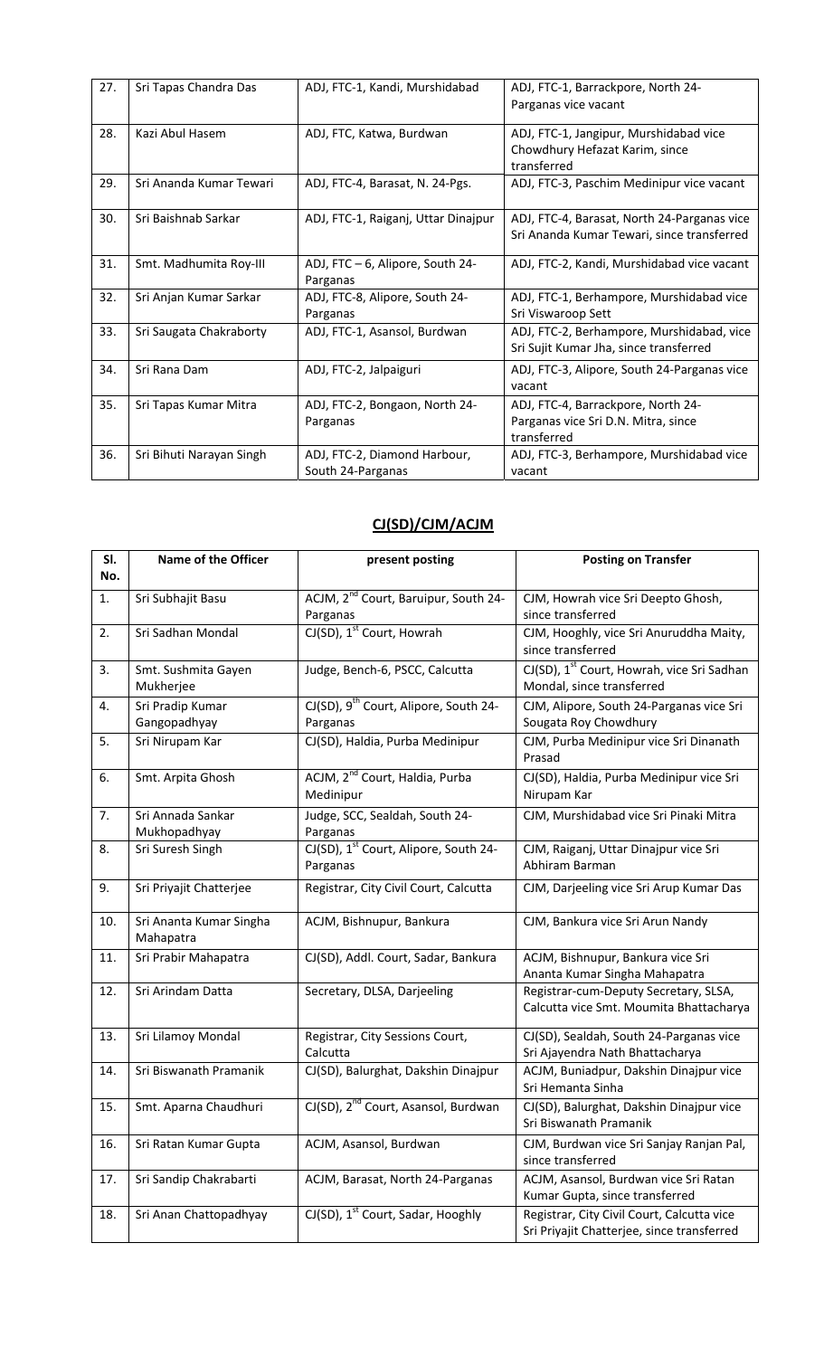| 27. | Sri Tapas Chandra Das | ADJ, FTC-1, Kandi, Murshidabad | ADJ, FTC-1, Barrackpore, North 24-Parganas vice vacant |
|---|---|---|---|
| 28. | Kazi Abul Hasem | ADJ, FTC, Katwa, Burdwan | ADJ, FTC-1, Jangipur, Murshidabad vice Chowdhury Hefazat Karim, since transferred |
| 29. | Sri Ananda Kumar Tewari | ADJ, FTC-4, Barasat, N. 24-Pgs. | ADJ, FTC-3, Paschim Medinipur vice vacant |
| 30. | Sri Baishnab Sarkar | ADJ, FTC-1, Raiganj, Uttar Dinajpur | ADJ, FTC-4, Barasat, North 24-Parganas vice Sri Ananda Kumar Tewari, since transferred |
| 31. | Smt. Madhumita Roy-III | ADJ, FTC – 6, Alipore, South 24-Parganas | ADJ, FTC-2, Kandi, Murshidabad vice vacant |
| 32. | Sri Anjan Kumar Sarkar | ADJ, FTC-8, Alipore, South 24-Parganas | ADJ, FTC-1, Berhampore, Murshidabad vice Sri Viswaroop Sett |
| 33. | Sri Saugata Chakraborty | ADJ, FTC-1, Asansol, Burdwan | ADJ, FTC-2, Berhampore, Murshidabad, vice Sri Sujit Kumar Jha, since transferred |
| 34. | Sri Rana Dam | ADJ, FTC-2, Jalpaiguri | ADJ, FTC-3, Alipore, South 24-Parganas vice vacant |
| 35. | Sri Tapas Kumar Mitra | ADJ, FTC-2, Bongaon, North 24-Parganas | ADJ, FTC-4, Barrackpore, North 24-Parganas vice Sri D.N. Mitra, since transferred |
| 36. | Sri Bihuti Narayan Singh | ADJ, FTC-2, Diamond Harbour, South 24-Parganas | ADJ, FTC-3, Berhampore, Murshidabad vice vacant |

## CJ(SD)/CJM/ACJM

| Sl. No. | Name of the Officer | present posting | Posting on Transfer |
|---|---|---|---|
| 1. | Sri Subhajit Basu | ACJM, 2nd Court, Baruipur, South 24-Parganas | CJM, Howrah vice Sri Deepto Ghosh, since transferred |
| 2. | Sri Sadhan Mondal | CJ(SD), 1st Court, Howrah | CJM, Hooghly, vice Sri Anuruddha Maity, since transferred |
| 3. | Smt. Sushmita Gayen Mukherjee | Judge, Bench-6, PSCC, Calcutta | CJ(SD), 1st Court, Howrah, vice Sri Sadhan Mondal, since transferred |
| 4. | Sri Pradip Kumar Gangopadhyay | CJ(SD), 9th Court, Alipore, South 24-Parganas | CJM, Alipore, South 24-Parganas vice Sri Sougata Roy Chowdhury |
| 5. | Sri Nirupam Kar | CJ(SD), Haldia, Purba Medinipur | CJM, Purba Medinipur vice Sri Dinanath Prasad |
| 6. | Smt. Arpita Ghosh | ACJM, 2nd Court, Haldia, Purba Medinipur | CJ(SD), Haldia, Purba Medinipur vice Sri Nirupam Kar |
| 7. | Sri Annada Sankar Mukhopadhyay | Judge, SCC, Sealdah, South 24-Parganas | CJM, Murshidabad vice Sri Pinaki Mitra |
| 8. | Sri Suresh Singh | CJ(SD), 1st Court, Alipore, South 24-Parganas | CJM, Raiganj, Uttar Dinajpur vice Sri Abhiram Barman |
| 9. | Sri Priyajit Chatterjee | Registrar, City Civil Court, Calcutta | CJM, Darjeeling vice Sri Arup Kumar Das |
| 10. | Sri Ananta Kumar Singha Mahapatra | ACJM, Bishnupur, Bankura | CJM, Bankura vice Sri Arun Nandy |
| 11. | Sri Prabir Mahapatra | CJ(SD), Addl. Court, Sadar, Bankura | ACJM, Bishnupur, Bankura vice Sri Ananta Kumar Singha Mahapatra |
| 12. | Sri Arindam Datta | Secretary, DLSA, Darjeeling | Registrar-cum-Deputy Secretary, SLSA, Calcutta vice Smt. Moumita Bhattacharya |
| 13. | Sri Lilamoy Mondal | Registrar, City Sessions Court, Calcutta | CJ(SD), Sealdah, South 24-Parganas vice Sri Ajayendra Nath Bhattacharya |
| 14. | Sri Biswanath Pramanik | CJ(SD), Balurghat, Dakshin Dinajpur | ACJM, Buniadpur, Dakshin Dinajpur vice Sri Hemanta Sinha |
| 15. | Smt. Aparna Chaudhuri | CJ(SD), 2nd Court, Asansol, Burdwan | CJ(SD), Balurghat, Dakshin Dinajpur vice Sri Biswanath Pramanik |
| 16. | Sri Ratan Kumar Gupta | ACJM, Asansol, Burdwan | CJM, Burdwan vice Sri Sanjay Ranjan Pal, since transferred |
| 17. | Sri Sandip Chakrabarti | ACJM, Barasat, North 24-Parganas | ACJM, Asansol, Burdwan vice Sri Ratan Kumar Gupta, since transferred |
| 18. | Sri Anan Chattopadhyay | CJ(SD), 1st Court, Sadar, Hooghly | Registrar, City Civil Court, Calcutta vice Sri Priyajit Chatterjee, since transferred |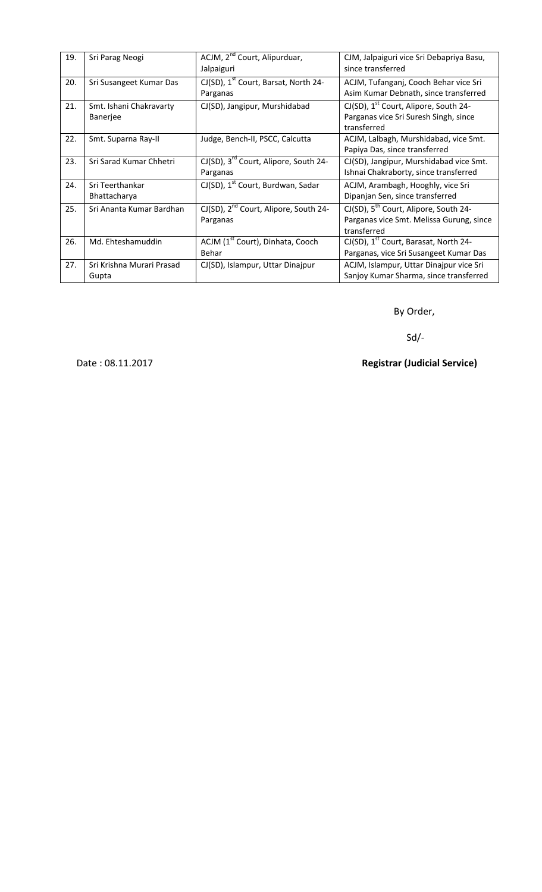| | | | |
|---|---|---|---|
| 19. | Sri Parag Neogi | ACJM, 2nd Court, Alipurduar, Jalpaiguri | CJM, Jalpaiguri vice Sri Debapriya Basu, since transferred |
| 20. | Sri Susangeet Kumar Das | CJ(SD), 1st Court, Barsat, North 24-Parganas | ACJM, Tufanganj, Cooch Behar vice Sri Asim Kumar Debnath, since transferred |
| 21. | Smt. Ishani Chakravarty Banerjee | CJ(SD), Jangipur, Murshidabad | CJ(SD), 1st Court, Alipore, South 24-Parganas vice Sri Suresh Singh, since transferred |
| 22. | Smt. Suparna Ray-II | Judge, Bench-II, PSCC, Calcutta | ACJM, Lalbagh, Murshidabad, vice Smt. Papiya Das, since transferred |
| 23. | Sri Sarad Kumar Chhetri | CJ(SD), 3rd Court, Alipore, South 24-Parganas | CJ(SD), Jangipur, Murshidabad vice Smt. Ishnai Chakraborty, since transferred |
| 24. | Sri Teerthankar Bhattacharya | CJ(SD), 1st Court, Burdwan, Sadar | ACJM, Arambagh, Hooghly, vice Sri Dipanjan Sen, since transferred |
| 25. | Sri Ananta Kumar Bardhan | CJ(SD), 2nd Court, Alipore, South 24-Parganas | CJ(SD), 5th Court, Alipore, South 24-Parganas vice Smt. Melissa Gurung, since transferred |
| 26. | Md. Ehteshamuddin | ACJM (1st Court), Dinhata, Cooch Behar | CJ(SD), 1st Court, Barasat, North 24-Parganas, vice Sri Susangeet Kumar Das |
| 27. | Sri Krishna Murari Prasad Gupta | CJ(SD), Islampur, Uttar Dinajpur | ACJM, Islampur, Uttar Dinajpur vice Sri Sanjoy Kumar Sharma, since transferred |

By Order,

Sd/-

Date : 08.11.2017

**Registrar (Judicial Service)**